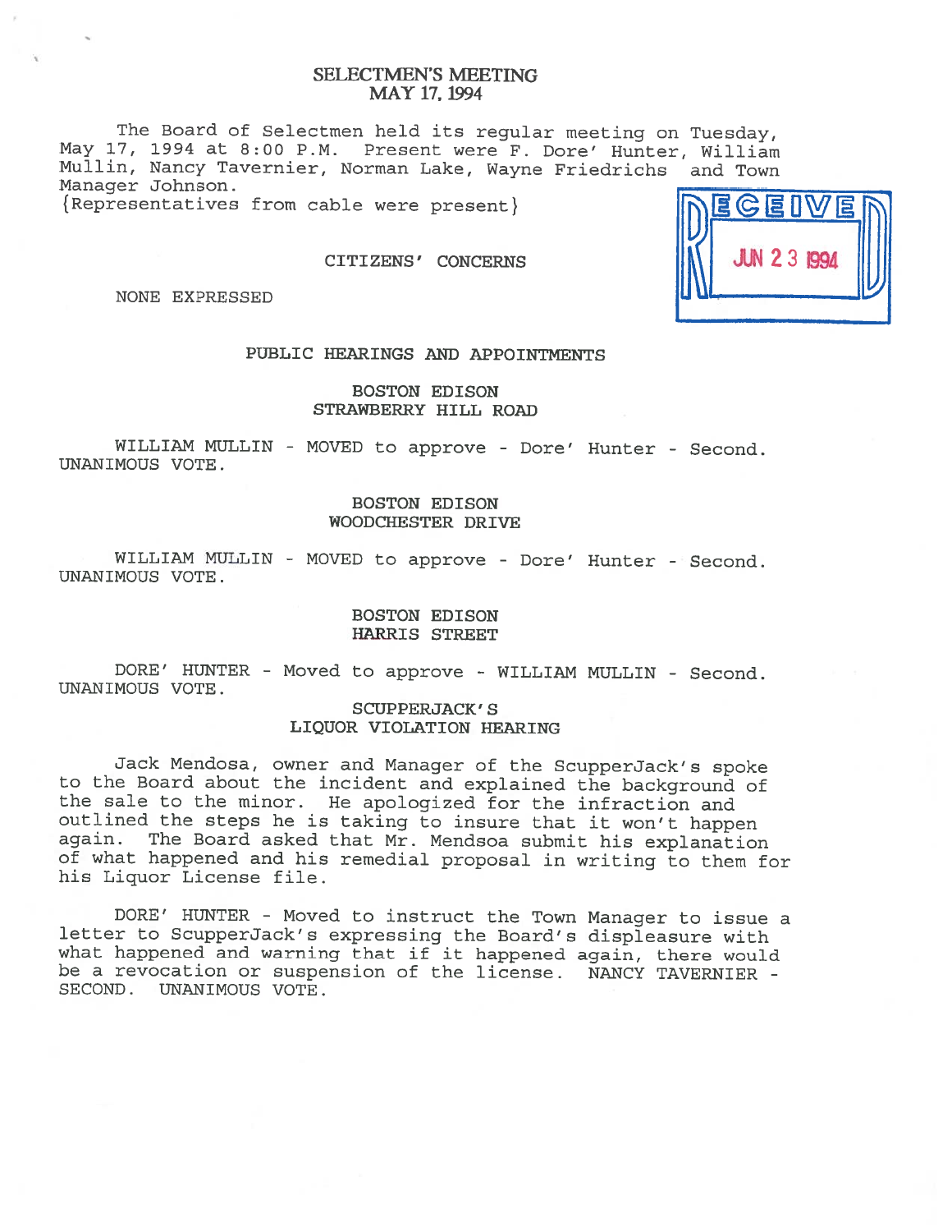# SELECTMEN'S MEETING
## MAY 17, 1994

The Board of Selectmen held its regular meeting on Tuesday, May 17, 1994 at 8:00 P.M. Present were F. Dore' Hunter, William Mullin, Nancy Tavernier, Norman Lake, Wayne Friedrichs and Town Manager Johnson.
{Representatives from cable were present}

RECEIVED JUN 23 1994

### CITIZENS' CONCERNS

NONE EXPRESSED

### PUBLIC HEARINGS AND APPOINTMENTS

#### BOSTON EDISON
#### STRAWBERRY HILL ROAD

WILLIAM MULLIN - MOVED to approve - Dore' Hunter - Second. UNANIMOUS VOTE.

#### BOSTON EDISON
#### WOODCHESTER DRIVE

WILLIAM MULLIN - MOVED to approve - Dore' Hunter - Second. UNANIMOUS VOTE.

#### BOSTON EDISON
#### HARRIS STREET

DORE' HUNTER - Moved to approve - WILLIAM MULLIN - Second. UNANIMOUS VOTE.

#### SCUPPERJACK'S
#### LIQUOR VIOLATION HEARING

Jack Mendosa, owner and Manager of the ScupperJack's spoke to the Board about the incident and explained the background of the sale to the minor. He apologized for the infraction and outlined the steps he is taking to insure that it won't happen again. The Board asked that Mr. Mendsoa submit his explanation of what happened and his remedial proposal in writing to them for his Liquor License file.

DORE' HUNTER - Moved to instruct the Town Manager to issue a letter to ScupperJack's expressing the Board's displeasure with what happened and warning that if it happened again, there would be a revocation or suspension of the license. NANCY TAVERNIER - SECOND. UNANIMOUS VOTE.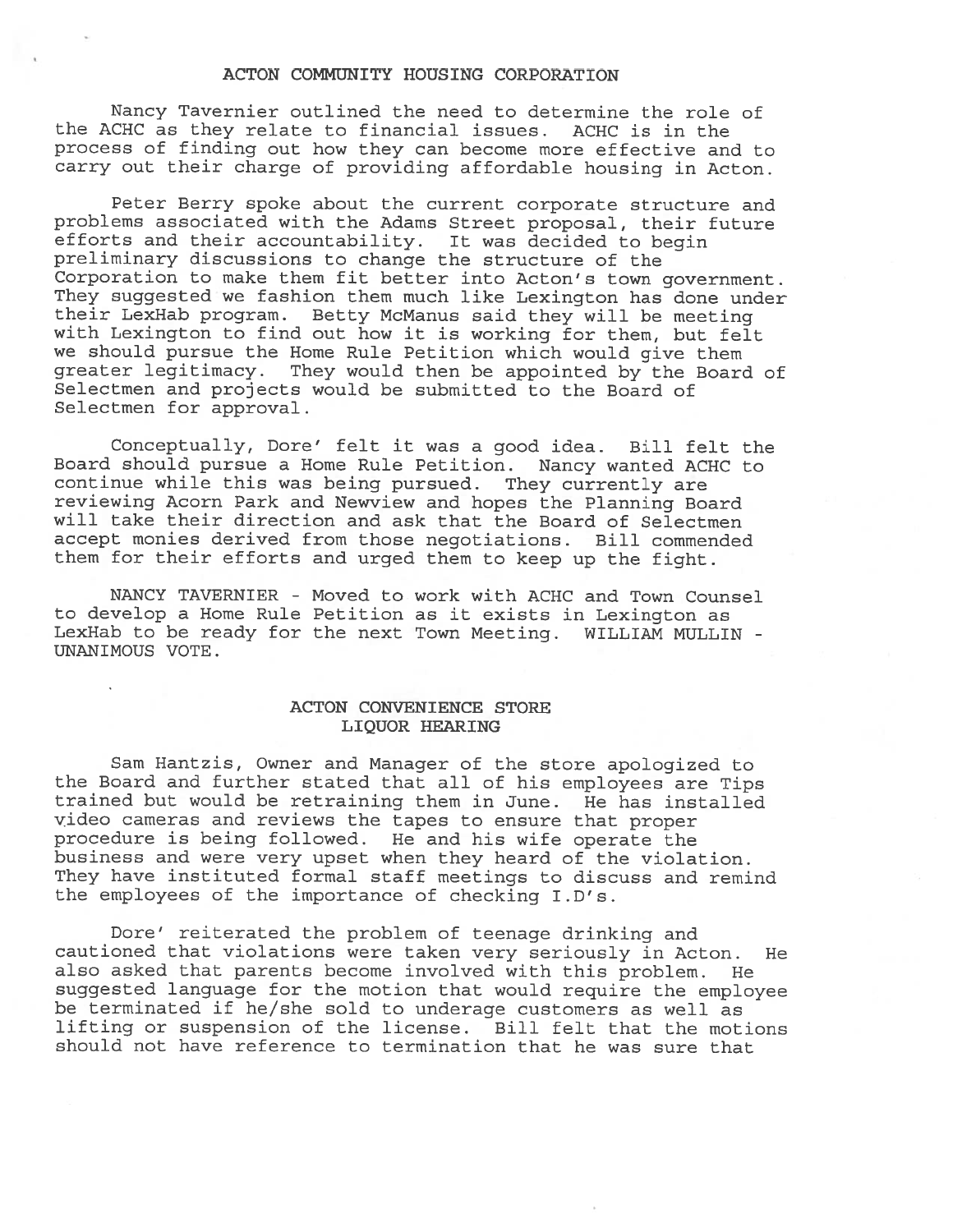## ACTON COMMUNITY HOUSING CORPORATION

Nancy Tavernier outlined the need to determine the role of the ACHC as they relate to financial issues. ACHC is in the process of finding out how they can become more effective and to carry out their charge of providing affordable housing in Acton.

Peter Berry spoke about the current corporate structure and problems associated with the Adams Street proposal, their future efforts and their accountability. It was decided to begin preliminary discussions to change the structure of the Corporation to make them fit better into Acton's town government. They suggested we fashion them much like Lexington has done under their LexHab program. Betty McManus said they will be meeting with Lexington to find out how it is working for them, but felt we should pursue the Home Rule Petition which would give them greater legitimacy. They would then be appointed by the Board of Selectmen and projects would be submitted to the Board of Selectmen for approval.

Conceptually, Dore' felt it was a good idea. Bill felt the Board should pursue a Home Rule Petition. Nancy wanted ACHC to continue while this was being pursued. They currently are reviewing Acorn Park and Newview and hopes the Planning Board will take their direction and ask that the Board of Selectmen accept monies derived from those negotiations. Bill commended them for their efforts and urged them to keep up the fight.

NANCY TAVERNIER - Moved to work with ACHC and Town Counsel to develop a Home Rule Petition as it exists in Lexington as LexHab to be ready for the next Town Meeting. WILLIAM MULLIN - UNANIMOUS VOTE.

## ACTON CONVENIENCE STORE LIQUOR HEARING

Sam Hantzis, Owner and Manager of the store apologized to the Board and further stated that all of his employees are Tips trained but would be retraining them in June. He has installed video cameras and reviews the tapes to ensure that proper procedure is being followed. He and his wife operate the business and were very upset when they heard of the violation. They have instituted formal staff meetings to discuss and remind the employees of the importance of checking I.D's.

Dore' reiterated the problem of teenage drinking and cautioned that violations were taken very seriously in Acton. He also asked that parents become involved with this problem. He suggested language for the motion that would require the employee be terminated if he/she sold to underage customers as well as lifting or suspension of the license. Bill felt that the motions should not have reference to termination that he was sure that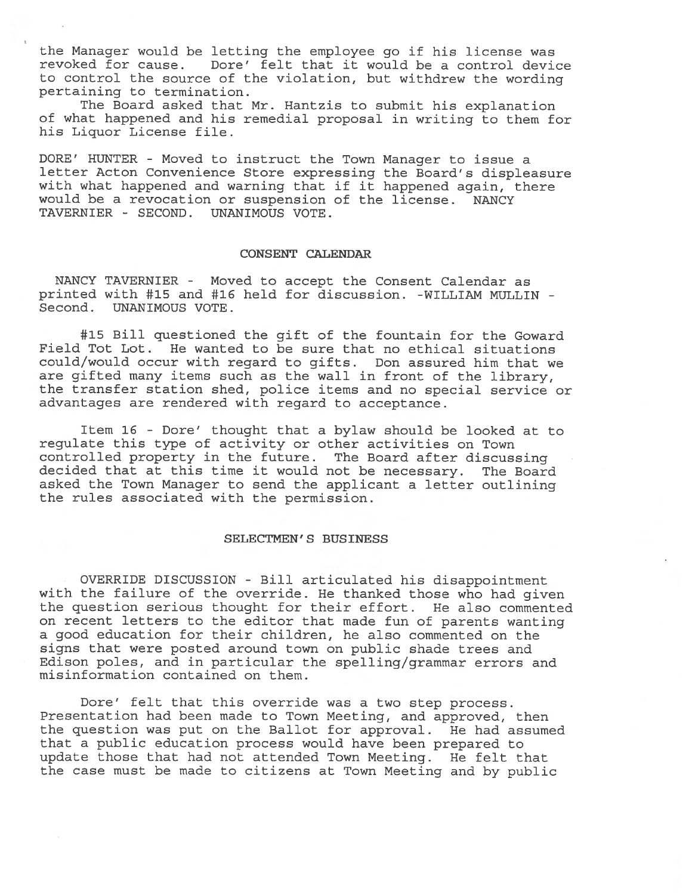the Manager would be letting the employee go if his license was revoked for cause. Dore' felt that it would be a control device to control the source of the violation, but withdrew the wording pertaining to termination.

The Board asked that Mr. Hantzis to submit his explanation of what happened and his remedial proposal in writing to them for his Liquor License file.

DORE' HUNTER - Moved to instruct the Town Manager to issue a letter Acton Convenience Store expressing the Board's displeasure with what happened and warning that if it happened again, there would be a revocation or suspension of the license. NANCY TAVERNIER - SECOND. UNANIMOUS VOTE.

## CONSENT CALENDAR

NANCY TAVERNIER - Moved to accept the Consent Calendar as printed with #15 and #16 held for discussion. -WILLIAM MULLIN - Second. UNANIMOUS VOTE.

#15 Bill questioned the gift of the fountain for the Goward Field Tot Lot. He wanted to be sure that no ethical situations could/would occur with regard to gifts. Don assured him that we are gifted many items such as the wall in front of the library, the transfer station shed, police items and no special service or advantages are rendered with regard to acceptance.

Item 16 - Dore' thought that a bylaw should be looked at to regulate this type of activity or other activities on Town controlled property in the future. The Board after discussing decided that at this time it would not be necessary. The Board asked the Town Manager to send the applicant a letter outlining the rules associated with the permission.

## SELECTMEN'S BUSINESS

OVERRIDE DISCUSSION - Bill articulated his disappointment with the failure of the override. He thanked those who had given the question serious thought for their effort. He also commented on recent letters to the editor that made fun of parents wanting a good education for their children, he also commented on the signs that were posted around town on public shade trees and Edison poles, and in particular the spelling/grammar errors and misinformation contained on them.

Dore' felt that this override was a two step process. Presentation had been made to Town Meeting, and approved, then the question was put on the Ballot for approval. He had assumed that a public education process would have been prepared to update those that had not attended Town Meeting. He felt that the case must be made to citizens at Town Meeting and by public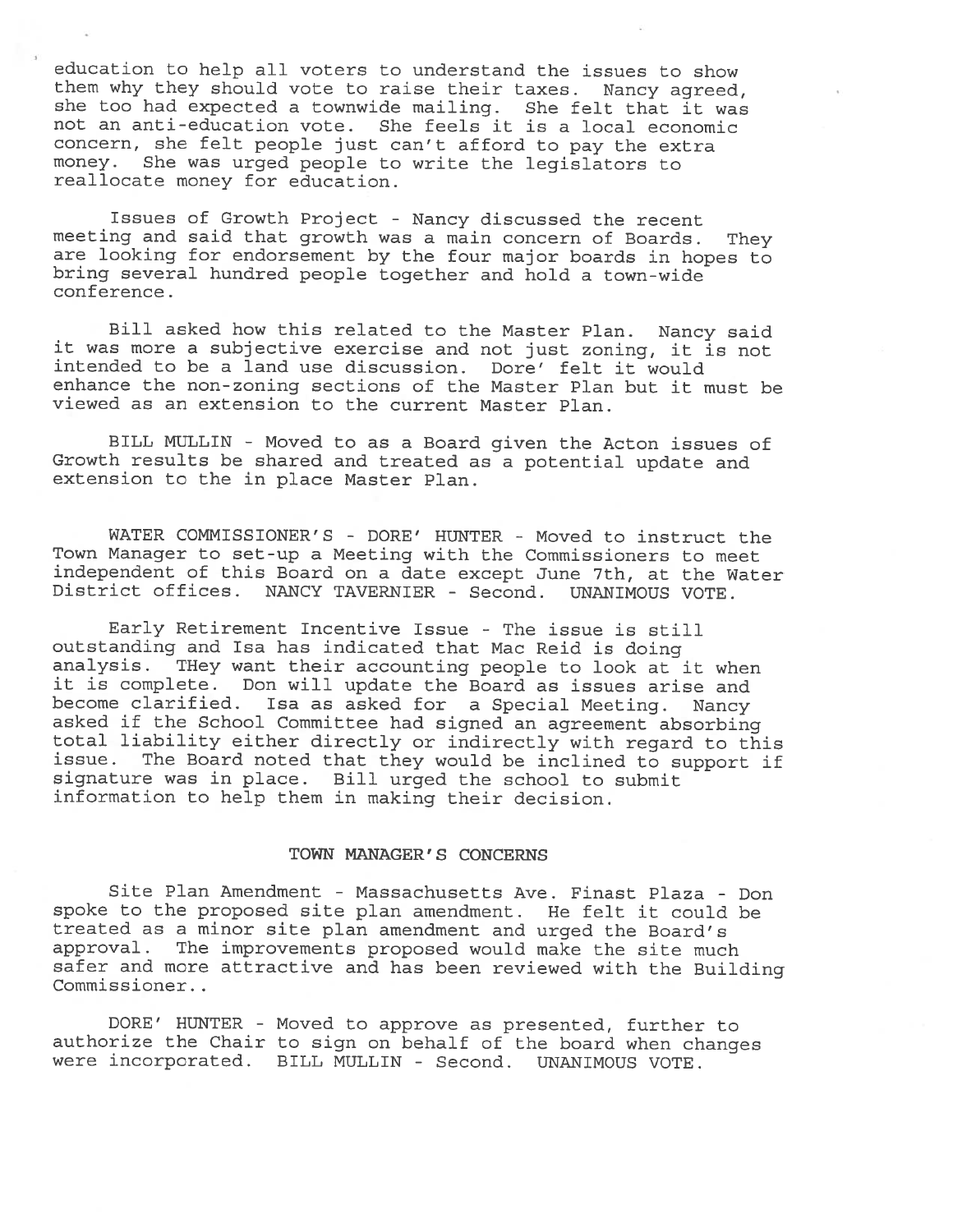education to help all voters to understand the issues to show them why they should vote to raise their taxes. Nancy agreed, she too had expected a townwide mailing. She felt that it was not an anti-education vote. She feels it is a local economic concern, she felt people just can't afford to pay the extra money. She was urged people to write the legislators to reallocate money for education.

Issues of Growth Project - Nancy discussed the recent meeting and said that growth was a main concern of Boards. They are looking for endorsement by the four major boards in hopes to bring several hundred people together and hold a town-wide conference.

Bill asked how this related to the Master Plan. Nancy said it was more a subjective exercise and not just zoning, it is not intended to be a land use discussion. Dore' felt it would enhance the non-zoning sections of the Master Plan but it must be viewed as an extension to the current Master Plan.

BILL MULLIN - Moved to as a Board given the Acton issues of Growth results be shared and treated as a potential update and extension to the in place Master Plan.

WATER COMMISSIONER'S - DORE' HUNTER - Moved to instruct the Town Manager to set-up a Meeting with the Commissioners to meet independent of this Board on a date except June 7th, at the Water District offices. NANCY TAVERNIER - Second. UNANIMOUS VOTE.

Early Retirement Incentive Issue - The issue is still outstanding and Isa has indicated that Mac Reid is doing analysis. THey want their accounting people to look at it when it is complete. Don will update the Board as issues arise and become clarified. Isa as asked for a Special Meeting. Nancy asked if the School Committee had signed an agreement absorbing total liability either directly or indirectly with regard to this issue. The Board noted that they would be inclined to support if signature was in place. Bill urged the school to submit information to help them in making their decision.

## TOWN MANAGER'S CONCERNS

Site Plan Amendment - Massachusetts Ave. Finast Plaza - Don spoke to the proposed site plan amendment. He felt it could be treated as a minor site plan amendment and urged the Board's approval. The improvements proposed would make the site much safer and more attractive and has been reviewed with the Building Commissioner..

DORE' HUNTER - Moved to approve as presented, further to authorize the Chair to sign on behalf of the board when changes were incorporated. BILL MULLIN - Second. UNANIMOUS VOTE.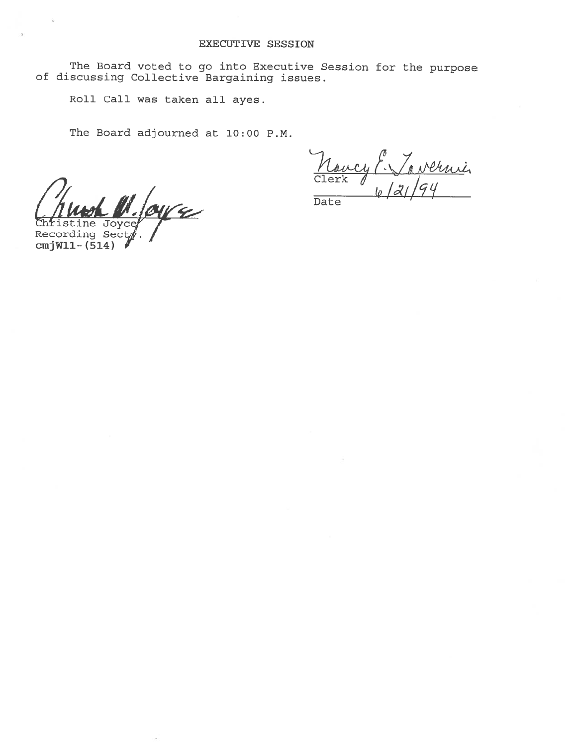## EXECUTIVE SESSION

The Board voted to go into Executive Session for the purpose of discussing Collective Bargaining issues.

Roll Call was taken all ayes.

The Board adjourned at 10:00 P.M.

Nancy E. Tavernier
Clerk

6/21/94
Date

Christine M. Joyce
Christine Joyce
Recording Secty.
cmjW11-(514)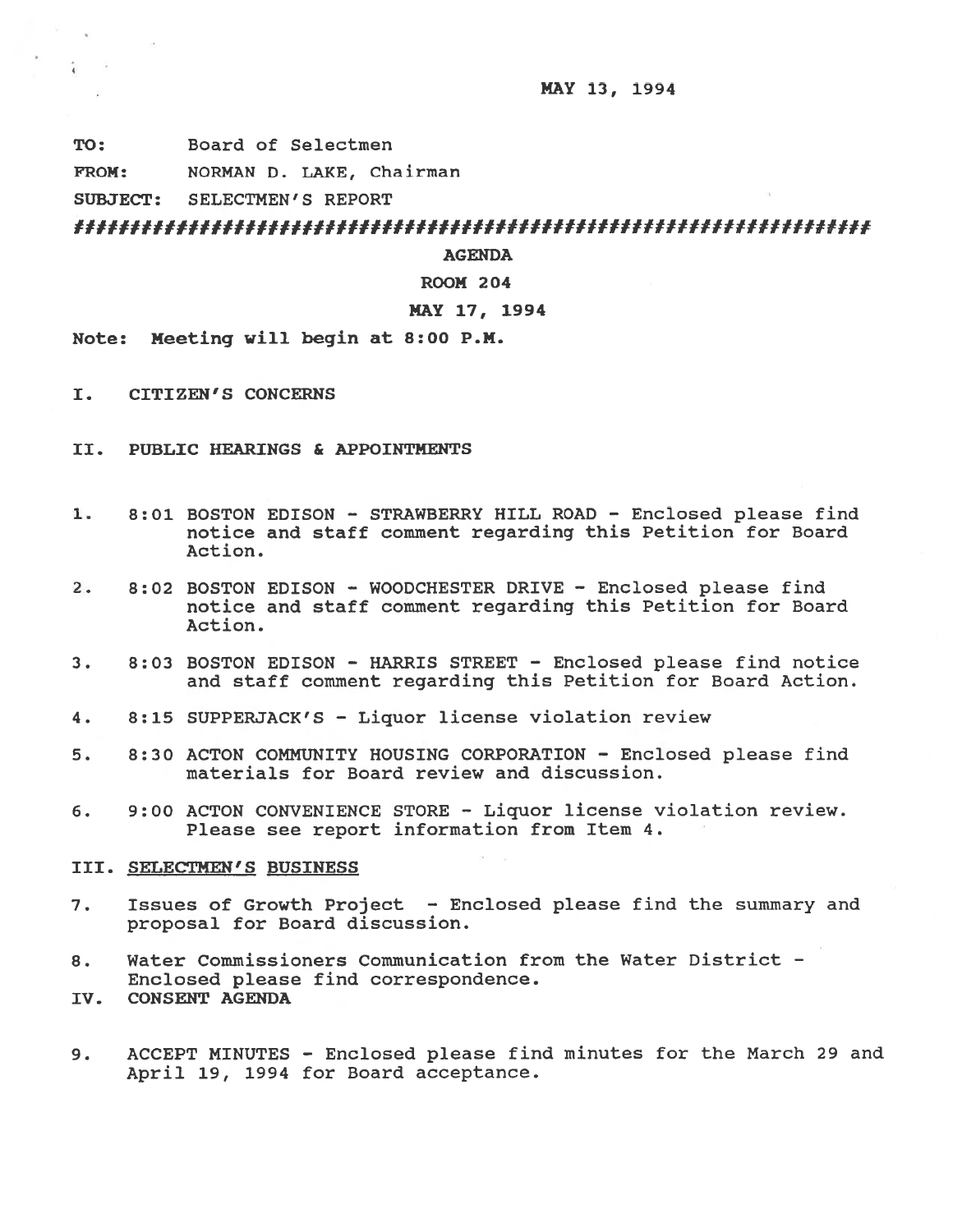MAY 13, 1994

**TO:** Board of Selectmen

**FROM:** NORMAN D. LAKE, Chairman

**SUBJECT:** SELECTMEN'S REPORT

##########################################################################

**AGENDA**

**ROOM 204**

**MAY 17, 1994**

**Note: Meeting will begin at 8:00 P.M.**

I. CITIZEN'S CONCERNS

II. PUBLIC HEARINGS & APPOINTMENTS

1. 8:01 BOSTON EDISON - STRAWBERRY HILL ROAD - Enclosed please find notice and staff comment regarding this Petition for Board Action.

2. 8:02 BOSTON EDISON - WOODCHESTER DRIVE - Enclosed please find notice and staff comment regarding this Petition for Board Action.

3. 8:03 BOSTON EDISON - HARRIS STREET - Enclosed please find notice and staff comment regarding this Petition for Board Action.

4. 8:15 SUPPERJACK'S - Liquor license violation review

5. 8:30 ACTON COMMUNITY HOUSING CORPORATION - Enclosed please find materials for Board review and discussion.

6. 9:00 ACTON CONVENIENCE STORE - Liquor license violation review. Please see report information from Item 4.

III. <u>SELECTMEN'S BUSINESS</u>

7. Issues of Growth Project - Enclosed please find the summary and proposal for Board discussion.

8. Water Commissioners Communication from the Water District - Enclosed please find correspondence.

IV. **CONSENT AGENDA**

9. ACCEPT MINUTES - Enclosed please find minutes for the March 29 and April 19, 1994 for Board acceptance.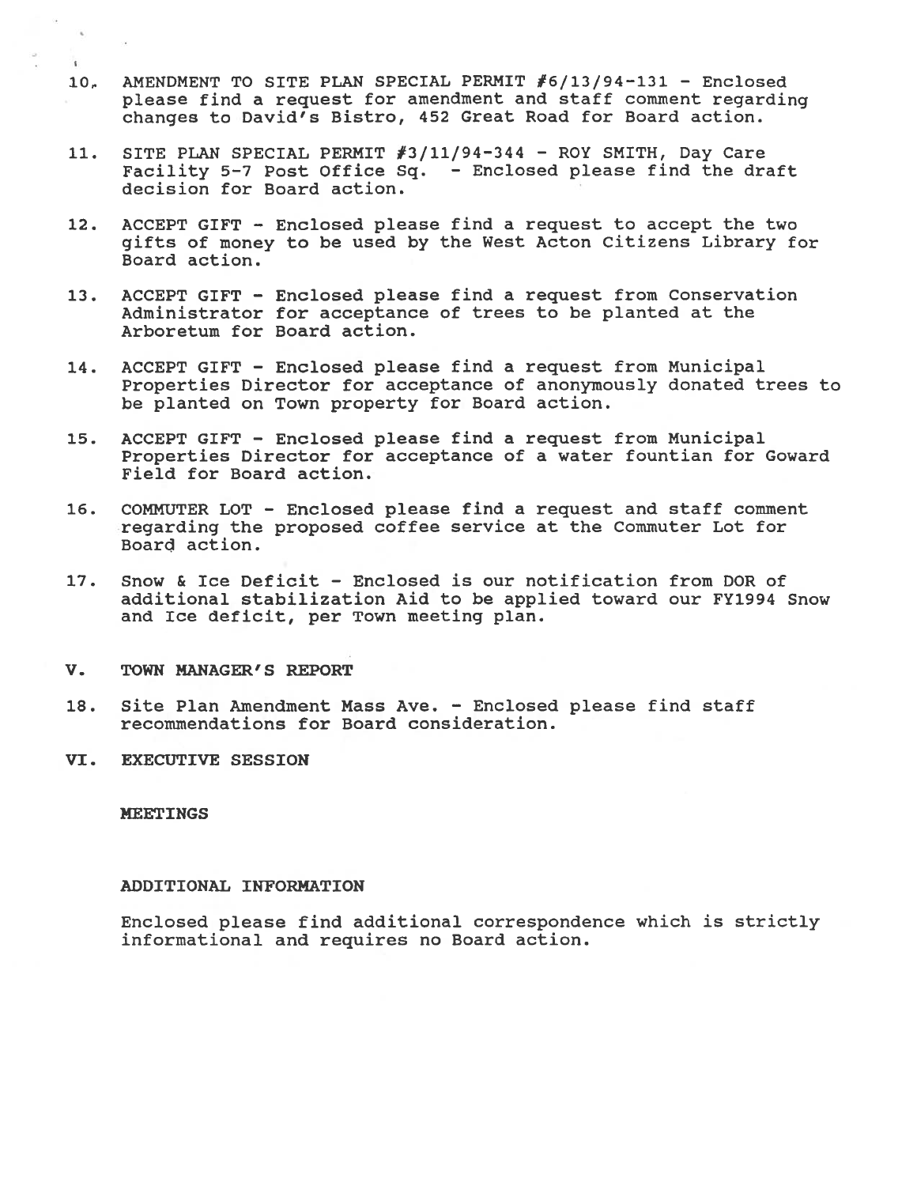10. AMENDMENT TO SITE PLAN SPECIAL PERMIT #6/13/94-131 - Enclosed please find a request for amendment and staff comment regarding changes to David's Bistro, 452 Great Road for Board action.

11. SITE PLAN SPECIAL PERMIT #3/11/94-344 - ROY SMITH, Day Care Facility 5-7 Post Office Sq. - Enclosed please find the draft decision for Board action.

12. ACCEPT GIFT - Enclosed please find a request to accept the two gifts of money to be used by the West Acton Citizens Library for Board action.

13. ACCEPT GIFT - Enclosed please find a request from Conservation Administrator for acceptance of trees to be planted at the Arboretum for Board action.

14. ACCEPT GIFT - Enclosed please find a request from Municipal Properties Director for acceptance of anonymously donated trees to be planted on Town property for Board action.

15. ACCEPT GIFT - Enclosed please find a request from Municipal Properties Director for acceptance of a water fountian for Goward Field for Board action.

16. COMMUTER LOT - Enclosed please find a request and staff comment regarding the proposed coffee service at the Commuter Lot for Board action.

17. Snow & Ice Deficit - Enclosed is our notification from DOR of additional stabilization Aid to be applied toward our FY1994 Snow and Ice deficit, per Town meeting plan.

## V. TOWN MANAGER'S REPORT

18. Site Plan Amendment Mass Ave. - Enclosed please find staff recommendations for Board consideration.

## VI. EXECUTIVE SESSION

**MEETINGS**

**ADDITIONAL INFORMATION**

Enclosed please find additional correspondence which is strictly informational and requires no Board action.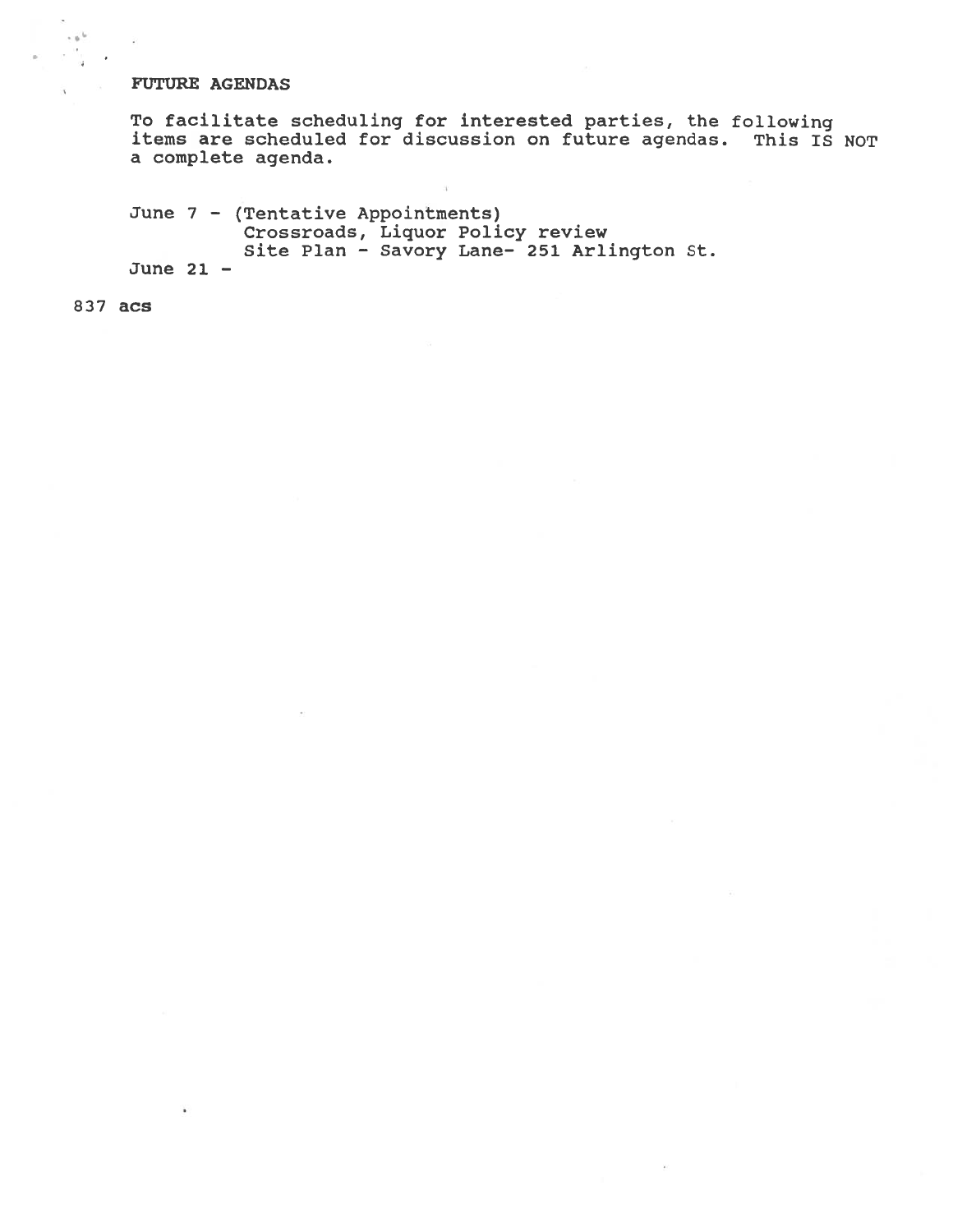**FUTURE AGENDAS**

To facilitate scheduling for interested parties, the following items are scheduled for discussion on future agendas. This IS NOT a complete agenda.

June 7 - (Tentative Appointments)
Crossroads, Liquor Policy review
Site Plan - Savory Lane- 251 Arlington St.

June 21 -

837 acs